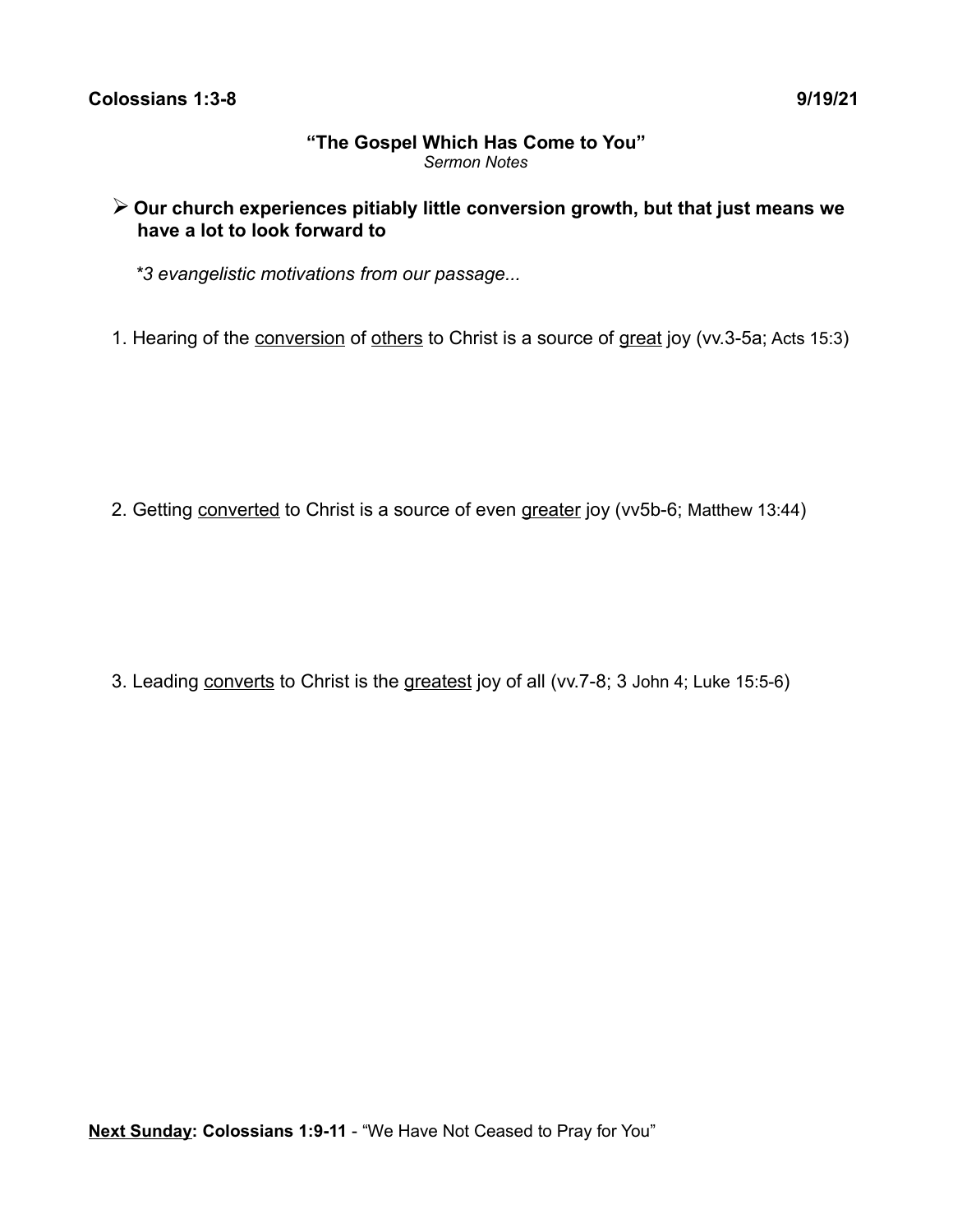**Colossians 1:3-8** **9/19/21**

## "The Gospel Which Has Come to You"

*Sermon Notes*

- **Our church experiences pitiably little conversion growth, but that just means we have a lot to look forward to**

  *\*3 evangelistic motivations from our passage...*

1. Hearing of the <u>conversion</u> of <u>others</u> to Christ is a source of <u>great</u> joy (vv.3-5a; Acts 15:3)

2. Getting <u>converted</u> to Christ is a source of even <u>greater</u> joy (vv5b-6; Matthew 13:44)

3. Leading <u>converts</u> to Christ is the <u>greatest</u> joy of all (vv.7-8; 3 John 4; Luke 15:5-6)

**<u>Next Sunday</u>: Colossians 1:9-11** - "We Have Not Ceased to Pray for You"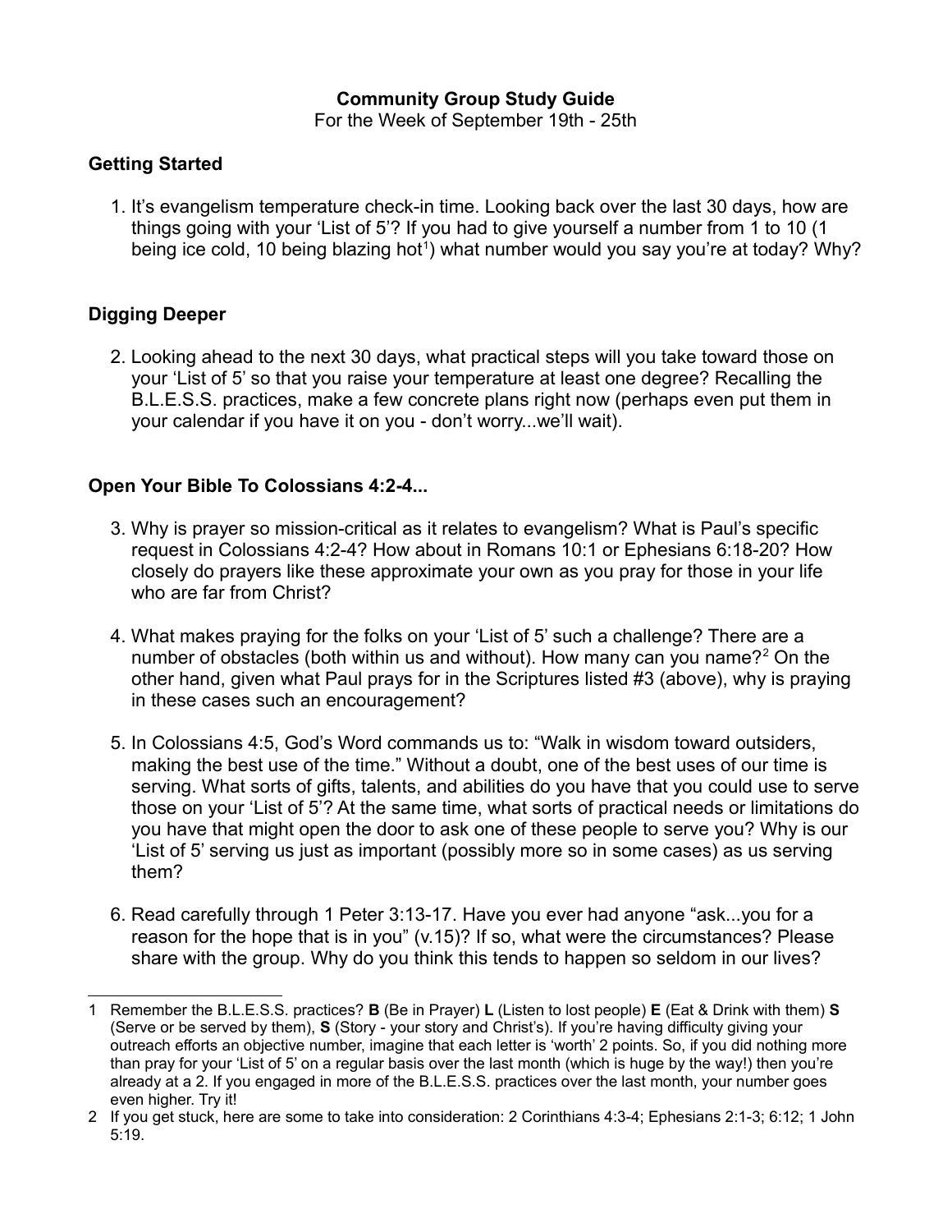**Community Group Study Guide**
For the Week of September 19th - 25th

## Getting Started

1. It's evangelism temperature check-in time. Looking back over the last 30 days, how are things going with your 'List of 5'? If you had to give yourself a number from 1 to 10 (1 being ice cold, 10 being blazing hot[1]) what number would you say you're at today? Why?

## Digging Deeper

2. Looking ahead to the next 30 days, what practical steps will you take toward those on your 'List of 5' so that you raise your temperature at least one degree? Recalling the B.L.E.S.S. practices, make a few concrete plans right now (perhaps even put them in your calendar if you have it on you - don't worry...we'll wait).

## Open Your Bible To Colossians 4:2-4...

3. Why is prayer so mission-critical as it relates to evangelism? What is Paul's specific request in Colossians 4:2-4? How about in Romans 10:1 or Ephesians 6:18-20? How closely do prayers like these approximate your own as you pray for those in your life who are far from Christ?

4. What makes praying for the folks on your 'List of 5' such a challenge? There are a number of obstacles (both within us and without). How many can you name?[2] On the other hand, given what Paul prays for in the Scriptures listed #3 (above), why is praying in these cases such an encouragement?

5. In Colossians 4:5, God's Word commands us to: "Walk in wisdom toward outsiders, making the best use of the time." Without a doubt, one of the best uses of our time is serving. What sorts of gifts, talents, and abilities do you have that you could use to serve those on your 'List of 5'? At the same time, what sorts of practical needs or limitations do you have that might open the door to ask one of these people to serve you? Why is our 'List of 5' serving us just as important (possibly more so in some cases) as us serving them?

6. Read carefully through 1 Peter 3:13-17. Have you ever had anyone "ask...you for a reason for the hope that is in you" (v.15)? If so, what were the circumstances? Please share with the group. Why do you think this tends to happen so seldom in our lives?

---

1 Remember the B.L.E.S.S. practices? **B** (Be in Prayer) **L** (Listen to lost people) **E** (Eat & Drink with them) **S** (Serve or be served by them), **S** (Story - your story and Christ's). If you're having difficulty giving your outreach efforts an objective number, imagine that each letter is 'worth' 2 points. So, if you did nothing more than pray for your 'List of 5' on a regular basis over the last month (which is huge by the way!) then you're already at a 2. If you engaged in more of the B.L.E.S.S. practices over the last month, your number goes even higher. Try it!

2 If you get stuck, here are some to take into consideration: 2 Corinthians 4:3-4; Ephesians 2:1-3; 6:12; 1 John 5:19.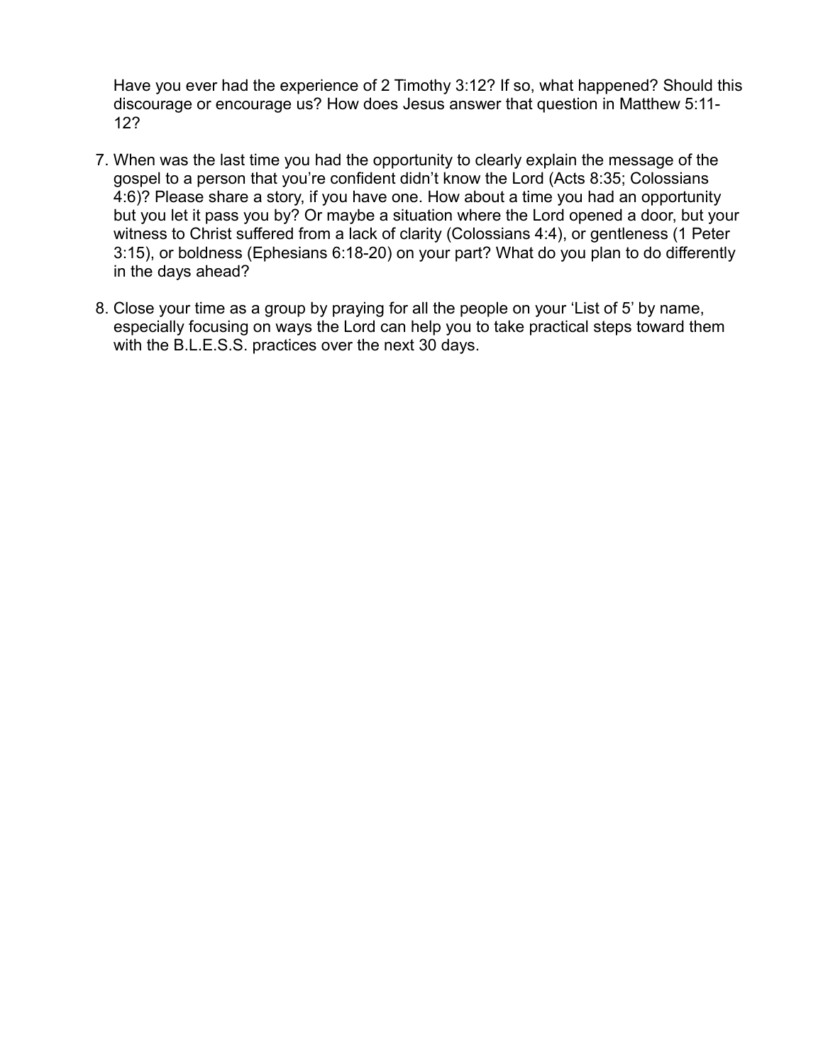Have you ever had the experience of 2 Timothy 3:12? If so, what happened? Should this discourage or encourage us? How does Jesus answer that question in Matthew 5:11-12?

7. When was the last time you had the opportunity to clearly explain the message of the gospel to a person that you're confident didn't know the Lord (Acts 8:35; Colossians 4:6)? Please share a story, if you have one. How about a time you had an opportunity but you let it pass you by? Or maybe a situation where the Lord opened a door, but your witness to Christ suffered from a lack of clarity (Colossians 4:4), or gentleness (1 Peter 3:15), or boldness (Ephesians 6:18-20) on your part? What do you plan to do differently in the days ahead?

8. Close your time as a group by praying for all the people on your 'List of 5' by name, especially focusing on ways the Lord can help you to take practical steps toward them with the B.L.E.S.S. practices over the next 30 days.